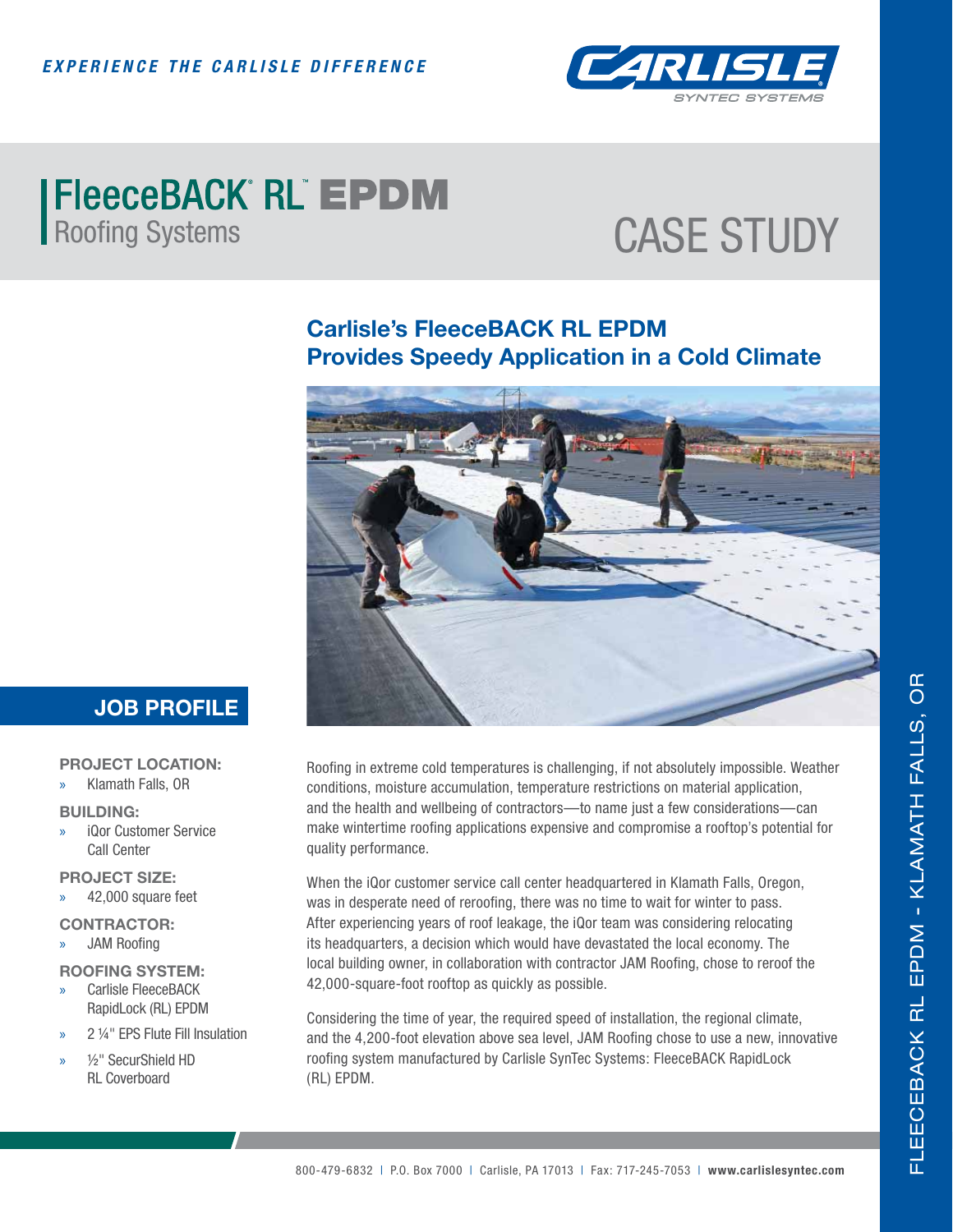*EXPERIENCE THE CARLISLE DIFFERENCE*

# FleeceBACK® RL™ EPDM
Roofing Systems

# CASE STUDY

## Carlisle's FleeceBACK RL EPDM Provides Speedy Application in a Cold Climate

### JOB PROFILE

**PROJECT LOCATION:**
- Klamath Falls, OR

**BUILDING:**
- iQor Customer Service Call Center

**PROJECT SIZE:**
- 42,000 square feet

**CONTRACTOR:**
- JAM Roofing

**ROOFING SYSTEM:**
- Carlisle FleeceBACK RapidLock (RL) EPDM
- 2 ¼" EPS Flute Fill Insulation
- ½" SecurShield HD RL Coverboard

Roofing in extreme cold temperatures is challenging, if not absolutely impossible. Weather conditions, moisture accumulation, temperature restrictions on material application, and the health and wellbeing of contractors—to name just a few considerations—can make wintertime roofing applications expensive and compromise a rooftop's potential for quality performance.

When the iQor customer service call center headquartered in Klamath Falls, Oregon, was in desperate need of reroofing, there was no time to wait for winter to pass. After experiencing years of roof leakage, the iQor team was considering relocating its headquarters, a decision which would have devastated the local economy. The local building owner, in collaboration with contractor JAM Roofing, chose to reroof the 42,000-square-foot rooftop as quickly as possible.

Considering the time of year, the required speed of installation, the regional climate, and the 4,200-foot elevation above sea level, JAM Roofing chose to use a new, innovative roofing system manufactured by Carlisle SynTec Systems: FleeceBACK RapidLock (RL) EPDM.

800-479-6832 | P.O. Box 7000 | Carlisle, PA 17013 | Fax: 717-245-7053 | **www.carlislesyntec.com**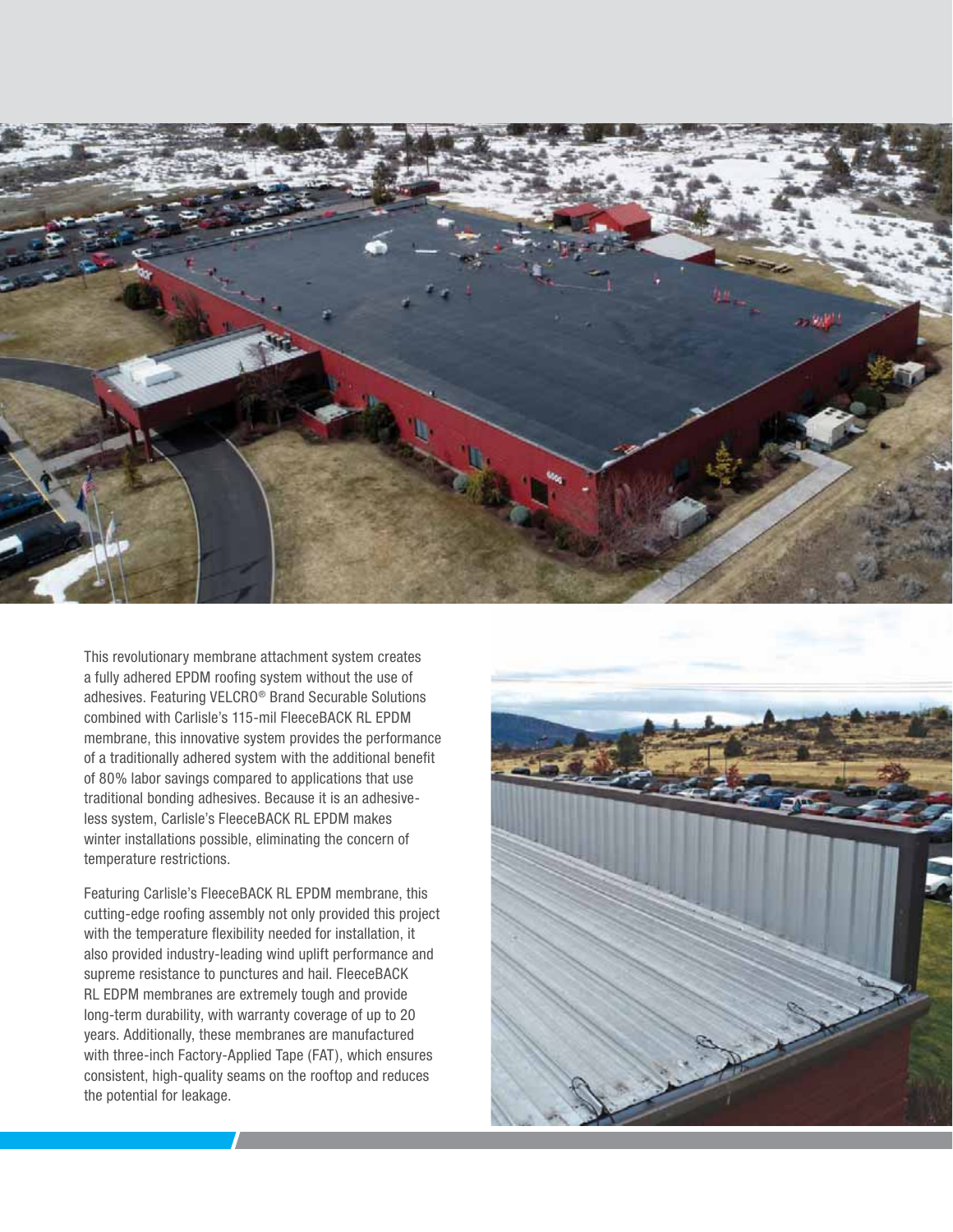This revolutionary membrane attachment system creates a fully adhered EPDM roofing system without the use of adhesives. Featuring VELCRO® Brand Securable Solutions combined with Carlisle's 115-mil FleeceBACK RL EPDM membrane, this innovative system provides the performance of a traditionally adhered system with the additional benefit of 80% labor savings compared to applications that use traditional bonding adhesives. Because it is an adhesive-less system, Carlisle's FleeceBACK RL EPDM makes winter installations possible, eliminating the concern of temperature restrictions.

Featuring Carlisle's FleeceBACK RL EPDM membrane, this cutting-edge roofing assembly not only provided this project with the temperature flexibility needed for installation, it also provided industry-leading wind uplift performance and supreme resistance to punctures and hail. FleeceBACK RL EPDM membranes are extremely tough and provide long-term durability, with warranty coverage of up to 20 years. Additionally, these membranes are manufactured with three-inch Factory-Applied Tape (FAT), which ensures consistent, high-quality seams on the rooftop and reduces the potential for leakage.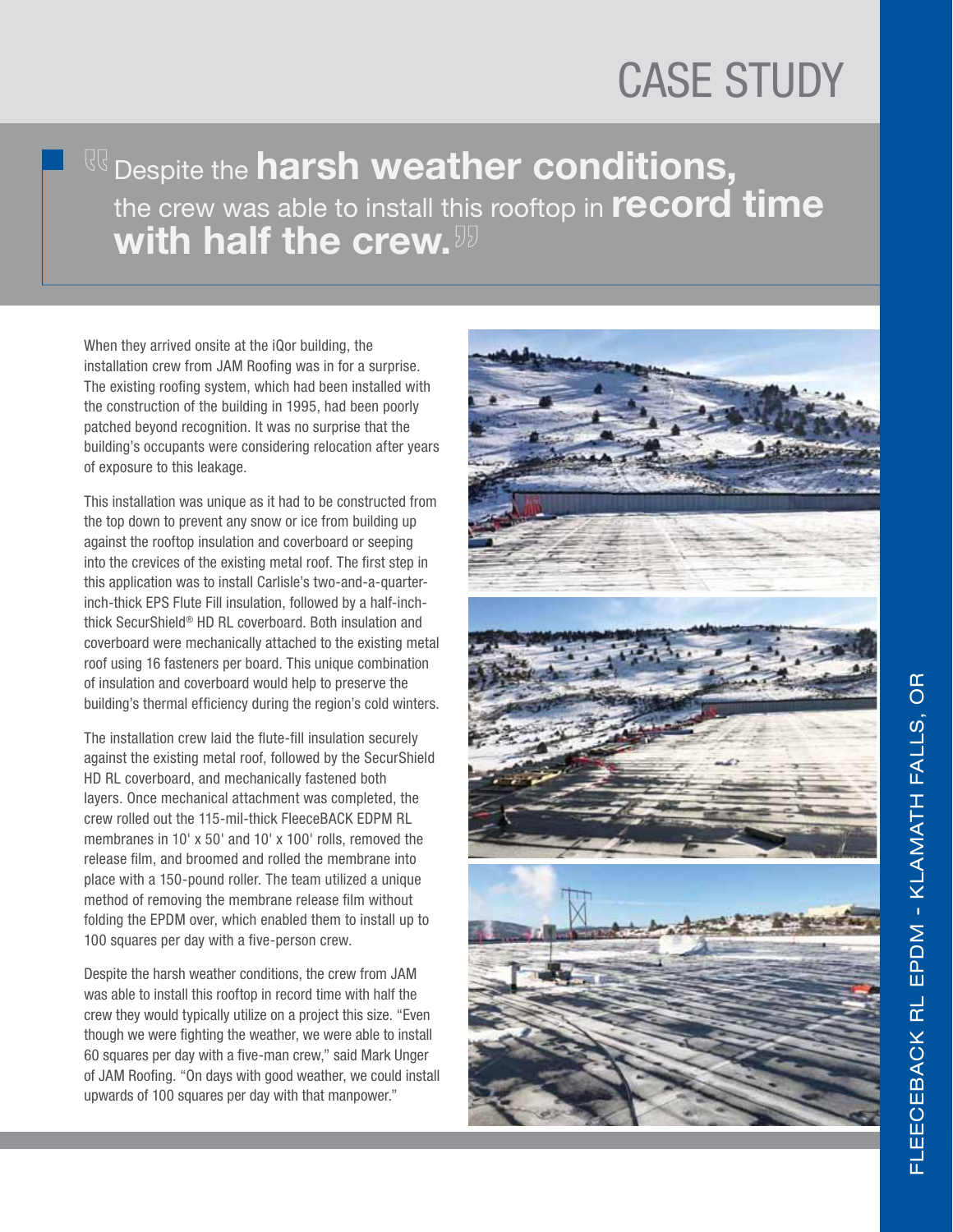# CASE STUDY

> Despite the **harsh weather conditions,** the crew was able to install this rooftop in **record time with half the crew.**

When they arrived onsite at the iQor building, the installation crew from JAM Roofing was in for a surprise. The existing roofing system, which had been installed with the construction of the building in 1995, had been poorly patched beyond recognition. It was no surprise that the building's occupants were considering relocation after years of exposure to this leakage.

This installation was unique as it had to be constructed from the top down to prevent any snow or ice from building up against the rooftop insulation and coverboard or seeping into the crevices of the existing metal roof. The first step in this application was to install Carlisle's two-and-a-quarter-inch-thick EPS Flute Fill insulation, followed by a half-inch-thick SecurShield® HD RL coverboard. Both insulation and coverboard were mechanically attached to the existing metal roof using 16 fasteners per board. This unique combination of insulation and coverboard would help to preserve the building's thermal efficiency during the region's cold winters.

The installation crew laid the flute-fill insulation securely against the existing metal roof, followed by the SecurShield HD RL coverboard, and mechanically fastened both layers. Once mechanical attachment was completed, the crew rolled out the 115-mil-thick FleeceBACK EPDM RL membranes in 10' x 50' and 10' x 100' rolls, removed the release film, and broomed and rolled the membrane into place with a 150-pound roller. The team utilized a unique method of removing the membrane release film without folding the EPDM over, which enabled them to install up to 100 squares per day with a five-person crew.

Despite the harsh weather conditions, the crew from JAM was able to install this rooftop in record time with half the crew they would typically utilize on a project this size. "Even though we were fighting the weather, we were able to install 60 squares per day with a five-man crew," said Mark Unger of JAM Roofing. "On days with good weather, we could install upwards of 100 squares per day with that manpower."

FLEECEBACK RL EPDM - KLAMATH FALLS, OR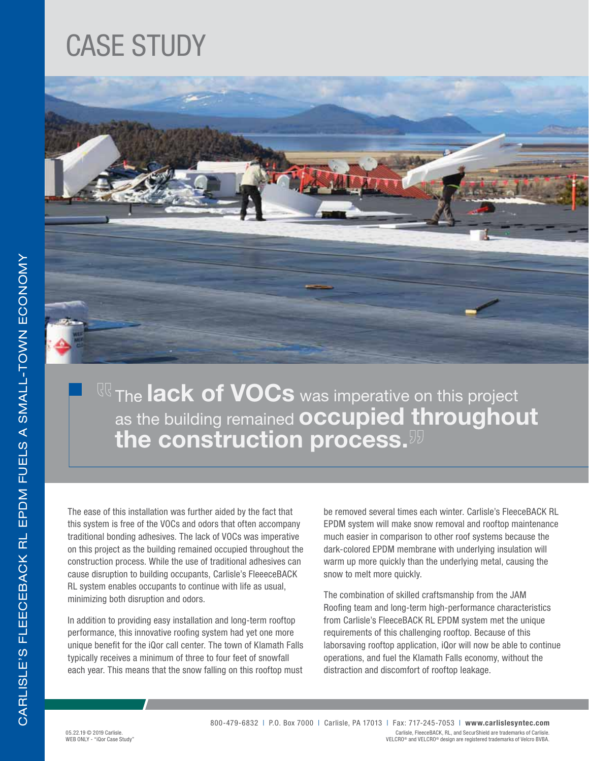# CASE STUDY

> "The **lack of VOCs** was imperative on this project as the building remained **occupied throughout the construction process.**"

The ease of this installation was further aided by the fact that this system is free of the VOCs and odors that often accompany traditional bonding adhesives. The lack of VOCs was imperative on this project as the building remained occupied throughout the construction process. While the use of traditional adhesives can cause disruption to building occupants, Carlisle's FleeeceBACK RL system enables occupants to continue with life as usual, minimizing both disruption and odors.

In addition to providing easy installation and long-term rooftop performance, this innovative roofing system had yet one more unique benefit for the iQor call center. The town of Klamath Falls typically receives a minimum of three to four feet of snowfall each year. This means that the snow falling on this rooftop must be removed several times each winter. Carlisle's FleeceBACK RL EPDM system will make snow removal and rooftop maintenance much easier in comparison to other roof systems because the dark-colored EPDM membrane with underlying insulation will warm up more quickly than the underlying metal, causing the snow to melt more quickly.

The combination of skilled craftsmanship from the JAM Roofing team and long-term high-performance characteristics from Carlisle's FleeceBACK RL EPDM system met the unique requirements of this challenging rooftop. Because of this laborsaving rooftop application, iQor will now be able to continue operations, and fuel the Klamath Falls economy, without the distraction and discomfort of rooftop leakage.

800-479-6832 | P.O. Box 7000 | Carlisle, PA 17013 | Fax: 717-245-7053 | **www.carlislesyntec.com**

05.22.19 © 2019 Carlisle.
WEB ONLY - "iQor Case Study"

Carlisle, FleeceBACK, RL, and SecurShield are trademarks of Carlisle.
VELCRO® and VELCRO® design are registered trademarks of Velcro BVBA.